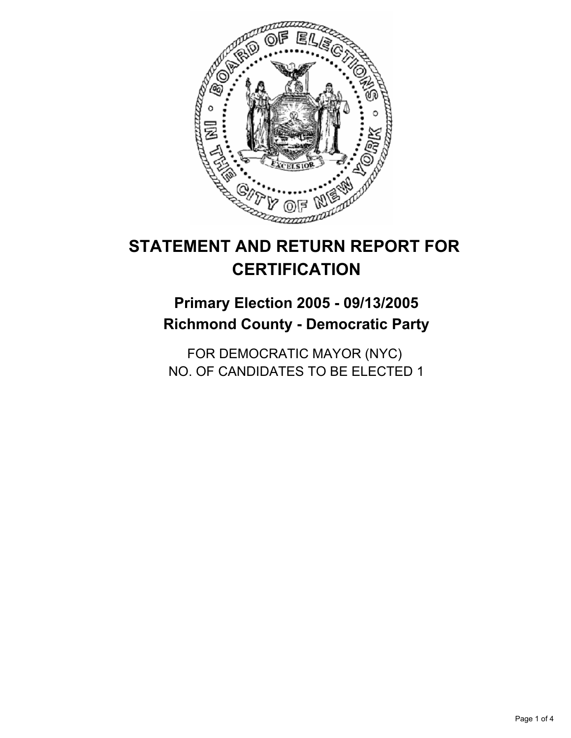# STATEMENT AND RETURN REPORT FOR CERTIFICATION

## Primary Election 2005 - 09/13/2005
## Richmond County - Democratic Party

FOR DEMOCRATIC MAYOR (NYC)
NO. OF CANDIDATES TO BE ELECTED 1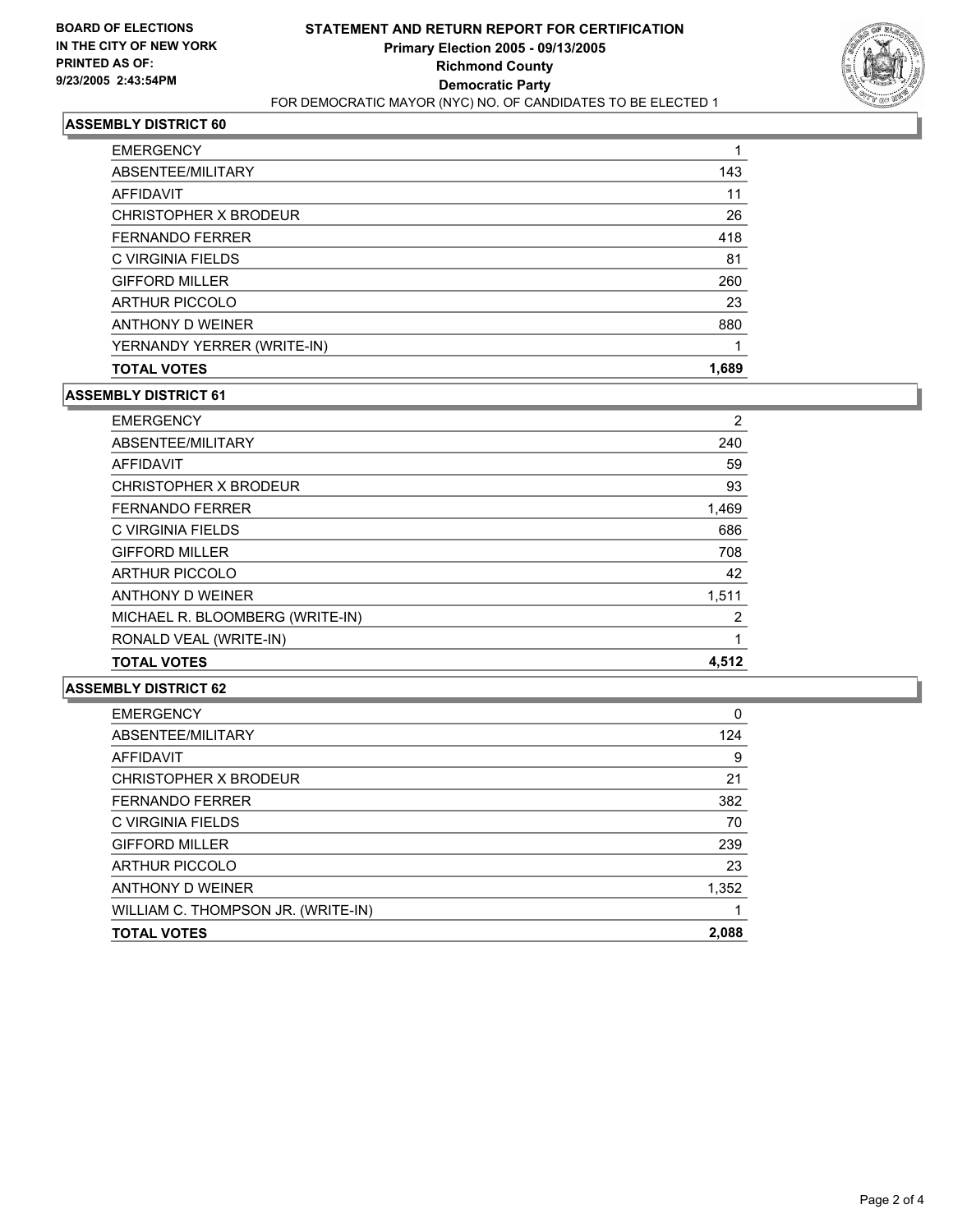**BOARD OF ELECTIONS IN THE CITY OF NEW YORK PRINTED AS OF: 9/23/2005 2:43:54PM**

# STATEMENT AND RETURN REPORT FOR CERTIFICATION
## Primary Election 2005 - 09/13/2005
## Richmond County
## Democratic Party
FOR DEMOCRATIC MAYOR (NYC) NO. OF CANDIDATES TO BE ELECTED 1

### ASSEMBLY DISTRICT 60

| | |
|---|---|
| EMERGENCY | 1 |
| ABSENTEE/MILITARY | 143 |
| AFFIDAVIT | 11 |
| CHRISTOPHER X BRODEUR | 26 |
| FERNANDO FERRER | 418 |
| C VIRGINIA FIELDS | 81 |
| GIFFORD MILLER | 260 |
| ARTHUR PICCOLO | 23 |
| ANTHONY D WEINER | 880 |
| YERNANDY YERRER (WRITE-IN) | 1 |
| **TOTAL VOTES** | **1,689** |

### ASSEMBLY DISTRICT 61

| | |
|---|---|
| EMERGENCY | 2 |
| ABSENTEE/MILITARY | 240 |
| AFFIDAVIT | 59 |
| CHRISTOPHER X BRODEUR | 93 |
| FERNANDO FERRER | 1,469 |
| C VIRGINIA FIELDS | 686 |
| GIFFORD MILLER | 708 |
| ARTHUR PICCOLO | 42 |
| ANTHONY D WEINER | 1,511 |
| MICHAEL R. BLOOMBERG (WRITE-IN) | 2 |
| RONALD VEAL (WRITE-IN) | 1 |
| **TOTAL VOTES** | **4,512** |

### ASSEMBLY DISTRICT 62

| | |
|---|---|
| EMERGENCY | 0 |
| ABSENTEE/MILITARY | 124 |
| AFFIDAVIT | 9 |
| CHRISTOPHER X BRODEUR | 21 |
| FERNANDO FERRER | 382 |
| C VIRGINIA FIELDS | 70 |
| GIFFORD MILLER | 239 |
| ARTHUR PICCOLO | 23 |
| ANTHONY D WEINER | 1,352 |
| WILLIAM C. THOMPSON JR. (WRITE-IN) | 1 |
| **TOTAL VOTES** | **2,088** |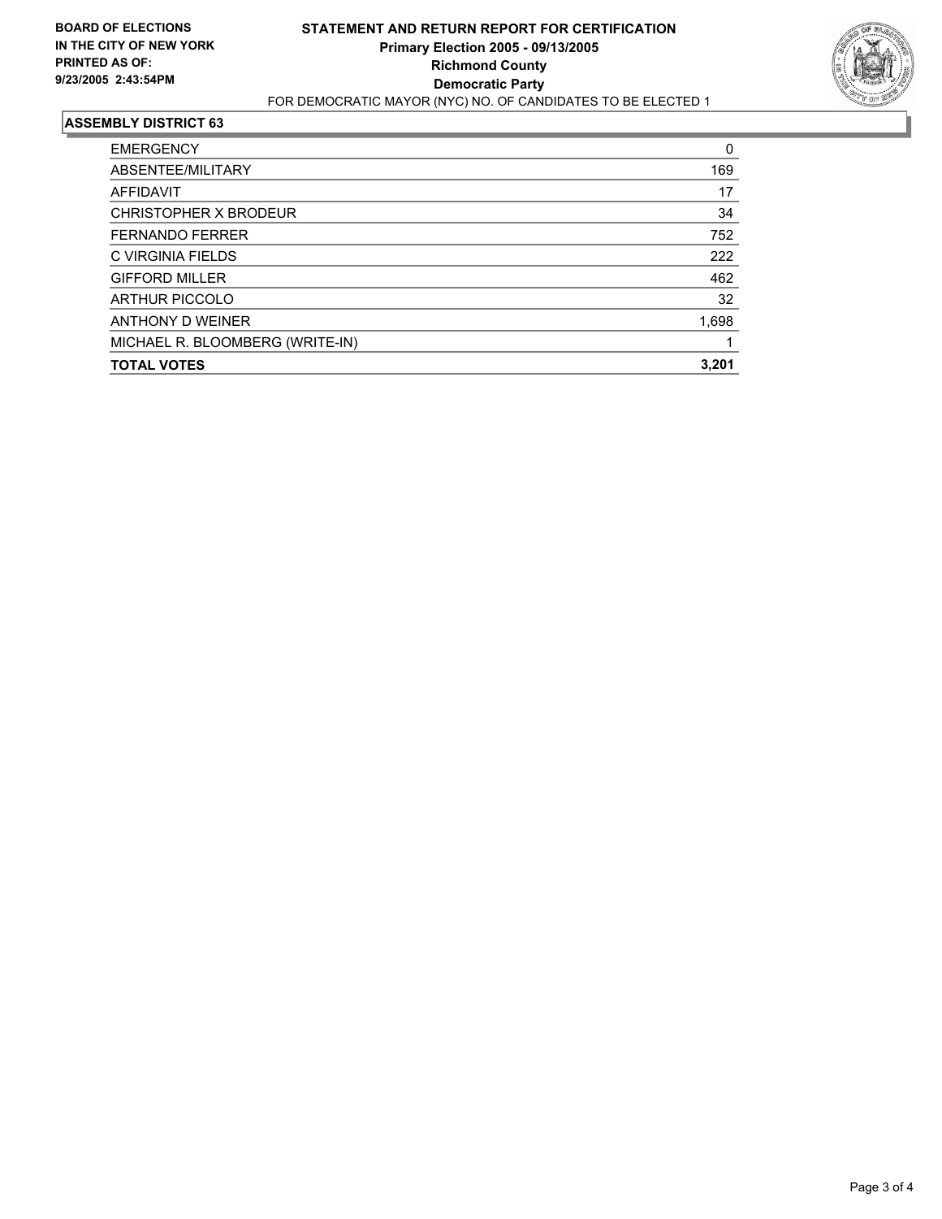**BOARD OF ELECTIONS IN THE CITY OF NEW YORK**
**PRINTED AS OF: 9/23/2005 2:43:54PM**

# STATEMENT AND RETURN REPORT FOR CERTIFICATION
## Primary Election 2005 - 09/13/2005
## Richmond County
## Democratic Party

FOR DEMOCRATIC MAYOR (NYC) NO. OF CANDIDATES TO BE ELECTED 1

### ASSEMBLY DISTRICT 63

| | |
|---|---|
| EMERGENCY | 0 |
| ABSENTEE/MILITARY | 169 |
| AFFIDAVIT | 17 |
| CHRISTOPHER X BRODEUR | 34 |
| FERNANDO FERRER | 752 |
| C VIRGINIA FIELDS | 222 |
| GIFFORD MILLER | 462 |
| ARTHUR PICCOLO | 32 |
| ANTHONY D WEINER | 1,698 |
| MICHAEL R. BLOOMBERG (WRITE-IN) | 1 |
| **TOTAL VOTES** | **3,201** |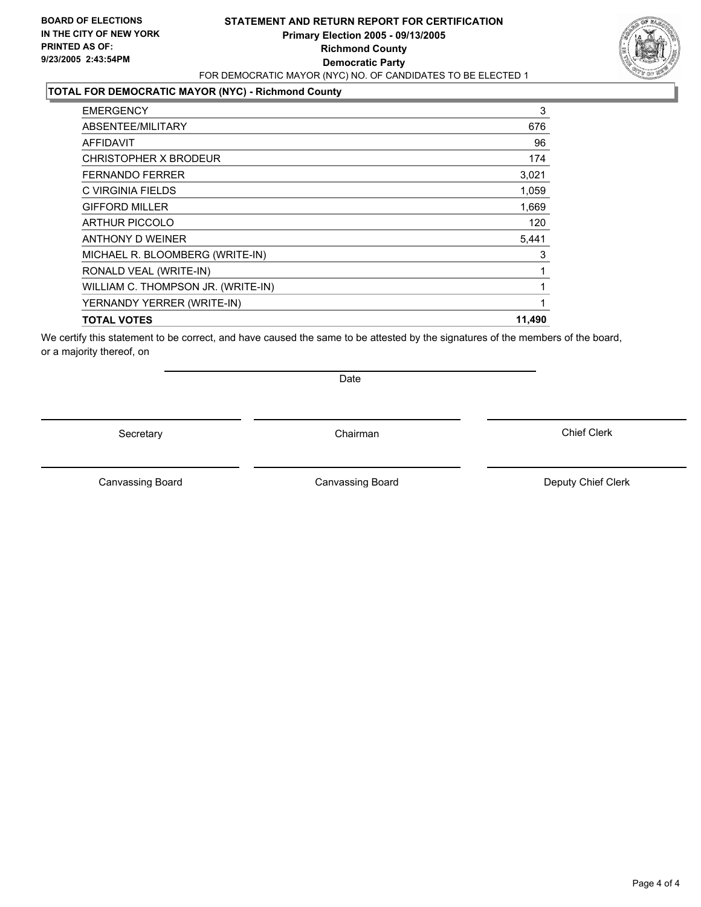**BOARD OF ELECTIONS IN THE CITY OF NEW YORK**
**PRINTED AS OF:**
**9/23/2005 2:43:54PM**

# STATEMENT AND RETURN REPORT FOR CERTIFICATION
## Primary Election 2005 - 09/13/2005
## Richmond County
## Democratic Party

FOR DEMOCRATIC MAYOR (NYC) NO. OF CANDIDATES TO BE ELECTED 1

### TOTAL FOR DEMOCRATIC MAYOR (NYC) - Richmond County

| | |
|---|---|
| EMERGENCY | 3 |
| ABSENTEE/MILITARY | 676 |
| AFFIDAVIT | 96 |
| CHRISTOPHER X BRODEUR | 174 |
| FERNANDO FERRER | 3,021 |
| C VIRGINIA FIELDS | 1,059 |
| GIFFORD MILLER | 1,669 |
| ARTHUR PICCOLO | 120 |
| ANTHONY D WEINER | 5,441 |
| MICHAEL R. BLOOMBERG (WRITE-IN) | 3 |
| RONALD VEAL (WRITE-IN) | 1 |
| WILLIAM C. THOMPSON JR. (WRITE-IN) | 1 |
| YERNANDY YERRER (WRITE-IN) | 1 |
| **TOTAL VOTES** | **11,490** |

We certify this statement to be correct, and have caused the same to be attested by the signatures of the members of the board, or a majority thereof, on

Date

Secretary | Chairman | Chief Clerk

Canvassing Board | Canvassing Board | Deputy Chief Clerk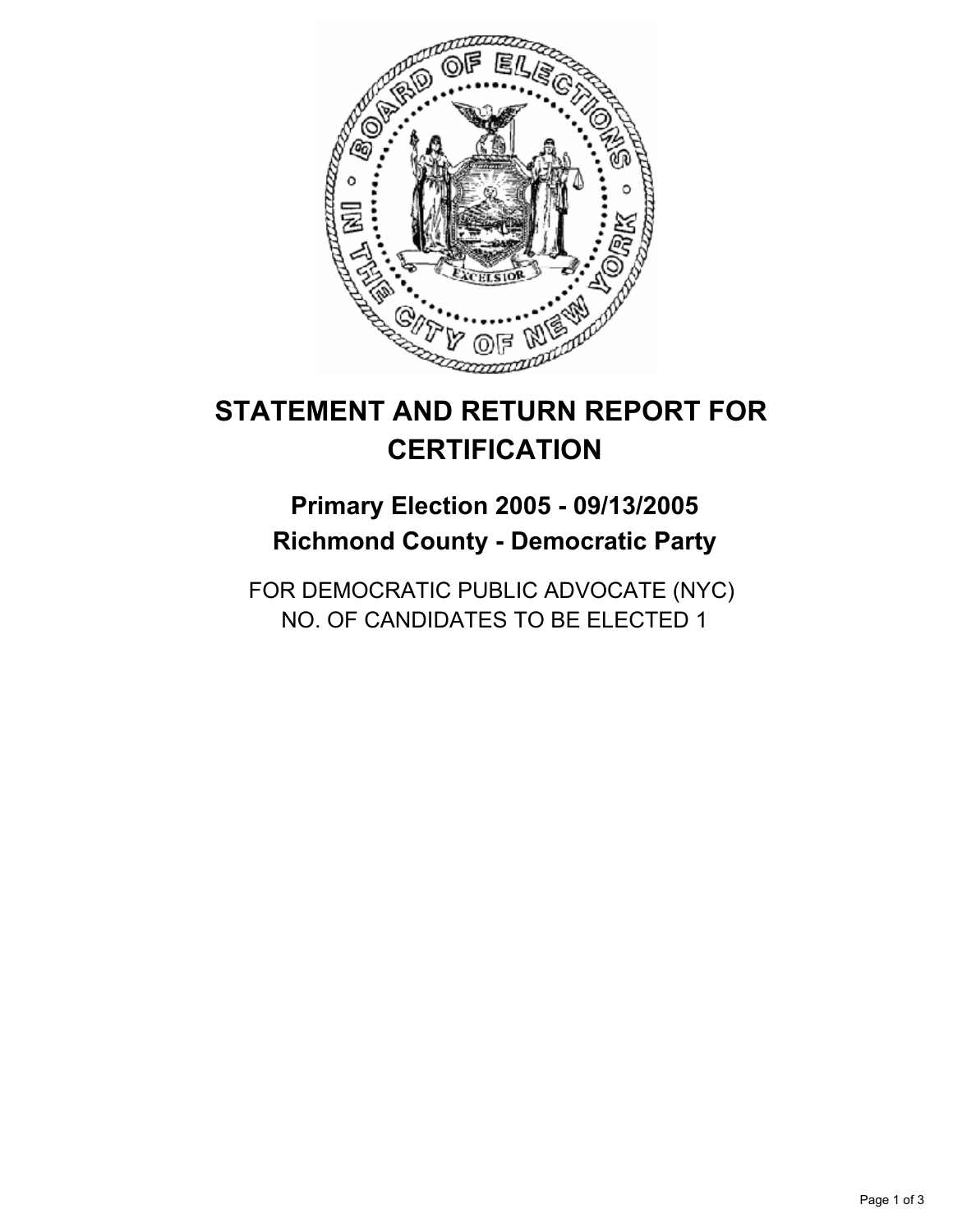# STATEMENT AND RETURN REPORT FOR CERTIFICATION

## Primary Election 2005 - 09/13/2005
## Richmond County - Democratic Party

FOR DEMOCRATIC PUBLIC ADVOCATE (NYC)
NO. OF CANDIDATES TO BE ELECTED 1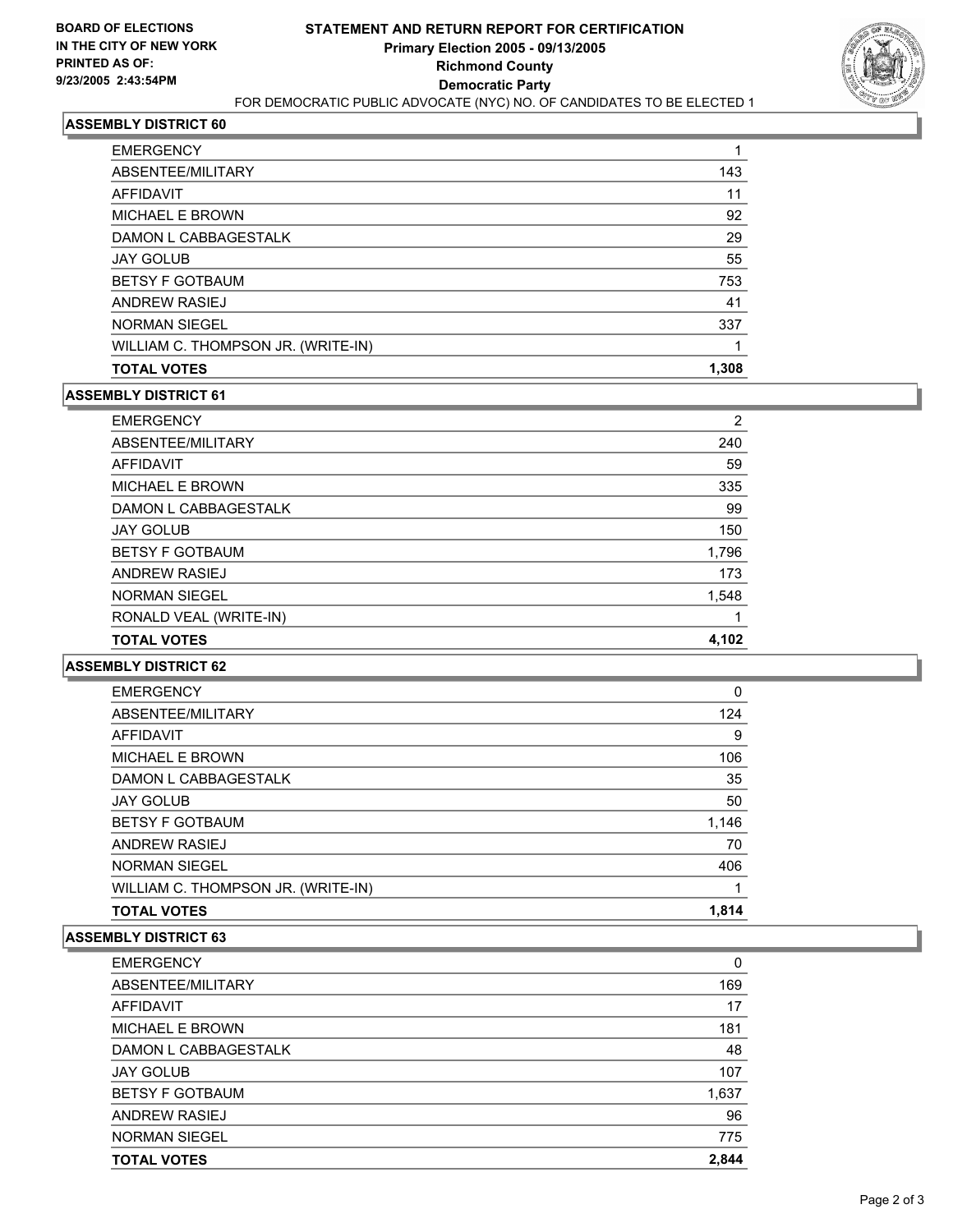**BOARD OF ELECTIONS IN THE CITY OF NEW YORK PRINTED AS OF: 9/23/2005 2:43:54PM**

# STATEMENT AND RETURN REPORT FOR CERTIFICATION

## Primary Election 2005 - 09/13/2005

## Richmond County

## Democratic Party

FOR DEMOCRATIC PUBLIC ADVOCATE (NYC) NO. OF CANDIDATES TO BE ELECTED 1

### ASSEMBLY DISTRICT 60

| | |
|---|---|
| EMERGENCY | 1 |
| ABSENTEE/MILITARY | 143 |
| AFFIDAVIT | 11 |
| MICHAEL E BROWN | 92 |
| DAMON L CABBAGESTALK | 29 |
| JAY GOLUB | 55 |
| BETSY F GOTBAUM | 753 |
| ANDREW RASIEJ | 41 |
| NORMAN SIEGEL | 337 |
| WILLIAM C. THOMPSON JR. (WRITE-IN) | 1 |
| **TOTAL VOTES** | **1,308** |

### ASSEMBLY DISTRICT 61

| | |
|---|---|
| EMERGENCY | 2 |
| ABSENTEE/MILITARY | 240 |
| AFFIDAVIT | 59 |
| MICHAEL E BROWN | 335 |
| DAMON L CABBAGESTALK | 99 |
| JAY GOLUB | 150 |
| BETSY F GOTBAUM | 1,796 |
| ANDREW RASIEJ | 173 |
| NORMAN SIEGEL | 1,548 |
| RONALD VEAL (WRITE-IN) | 1 |
| **TOTAL VOTES** | **4,102** |

### ASSEMBLY DISTRICT 62

| | |
|---|---|
| EMERGENCY | 0 |
| ABSENTEE/MILITARY | 124 |
| AFFIDAVIT | 9 |
| MICHAEL E BROWN | 106 |
| DAMON L CABBAGESTALK | 35 |
| JAY GOLUB | 50 |
| BETSY F GOTBAUM | 1,146 |
| ANDREW RASIEJ | 70 |
| NORMAN SIEGEL | 406 |
| WILLIAM C. THOMPSON JR. (WRITE-IN) | 1 |
| **TOTAL VOTES** | **1,814** |

### ASSEMBLY DISTRICT 63

| | |
|---|---|
| EMERGENCY | 0 |
| ABSENTEE/MILITARY | 169 |
| AFFIDAVIT | 17 |
| MICHAEL E BROWN | 181 |
| DAMON L CABBAGESTALK | 48 |
| JAY GOLUB | 107 |
| BETSY F GOTBAUM | 1,637 |
| ANDREW RASIEJ | 96 |
| NORMAN SIEGEL | 775 |
| **TOTAL VOTES** | **2,844** |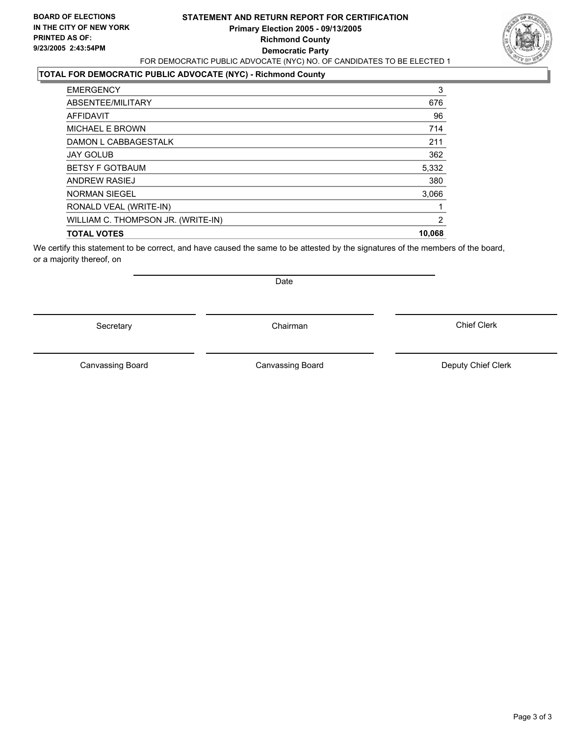**BOARD OF ELECTIONS IN THE CITY OF NEW YORK PRINTED AS OF: 9/23/2005 2:43:54PM**

# STATEMENT AND RETURN REPORT FOR CERTIFICATION
## Primary Election 2005 - 09/13/2005
## Richmond County
## Democratic Party

FOR DEMOCRATIC PUBLIC ADVOCATE (NYC) NO. OF CANDIDATES TO BE ELECTED 1

### TOTAL FOR DEMOCRATIC PUBLIC ADVOCATE (NYC) - Richmond County

| | |
|---|---|
| EMERGENCY | 3 |
| ABSENTEE/MILITARY | 676 |
| AFFIDAVIT | 96 |
| MICHAEL E BROWN | 714 |
| DAMON L CABBAGESTALK | 211 |
| JAY GOLUB | 362 |
| BETSY F GOTBAUM | 5,332 |
| ANDREW RASIEJ | 380 |
| NORMAN SIEGEL | 3,066 |
| RONALD VEAL (WRITE-IN) | 1 |
| WILLIAM C. THOMPSON JR. (WRITE-IN) | 2 |
| **TOTAL VOTES** | **10,068** |

We certify this statement to be correct, and have caused the same to be attested by the signatures of the members of the board, or a majority thereof, on

Date

Secretary | Chairman | Chief Clerk

Canvassing Board | Canvassing Board | Deputy Chief Clerk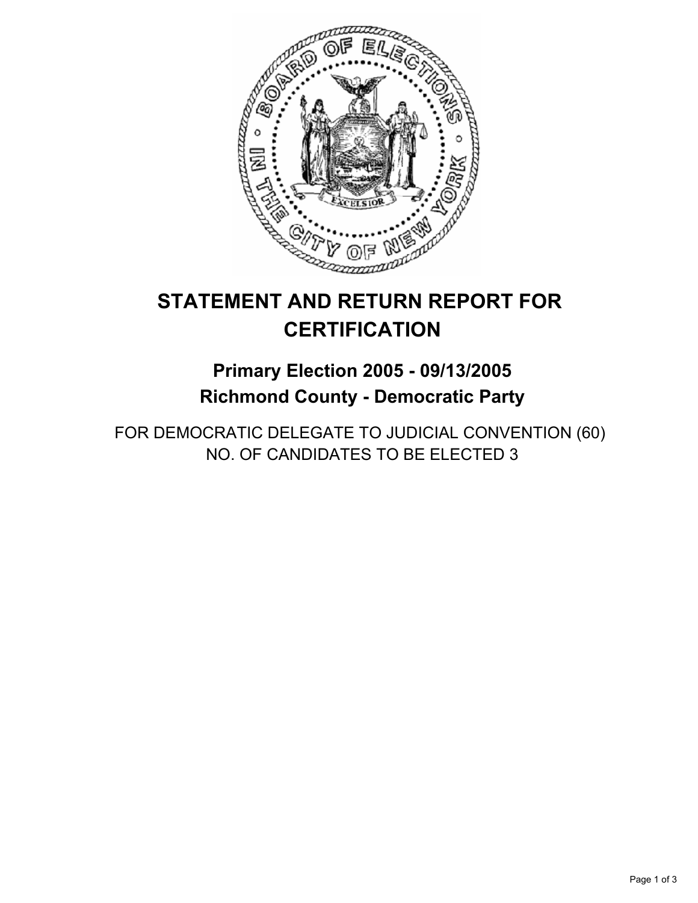# STATEMENT AND RETURN REPORT FOR CERTIFICATION

## Primary Election 2005 - 09/13/2005
## Richmond County - Democratic Party

FOR DEMOCRATIC DELEGATE TO JUDICIAL CONVENTION (60)
NO. OF CANDIDATES TO BE ELECTED 3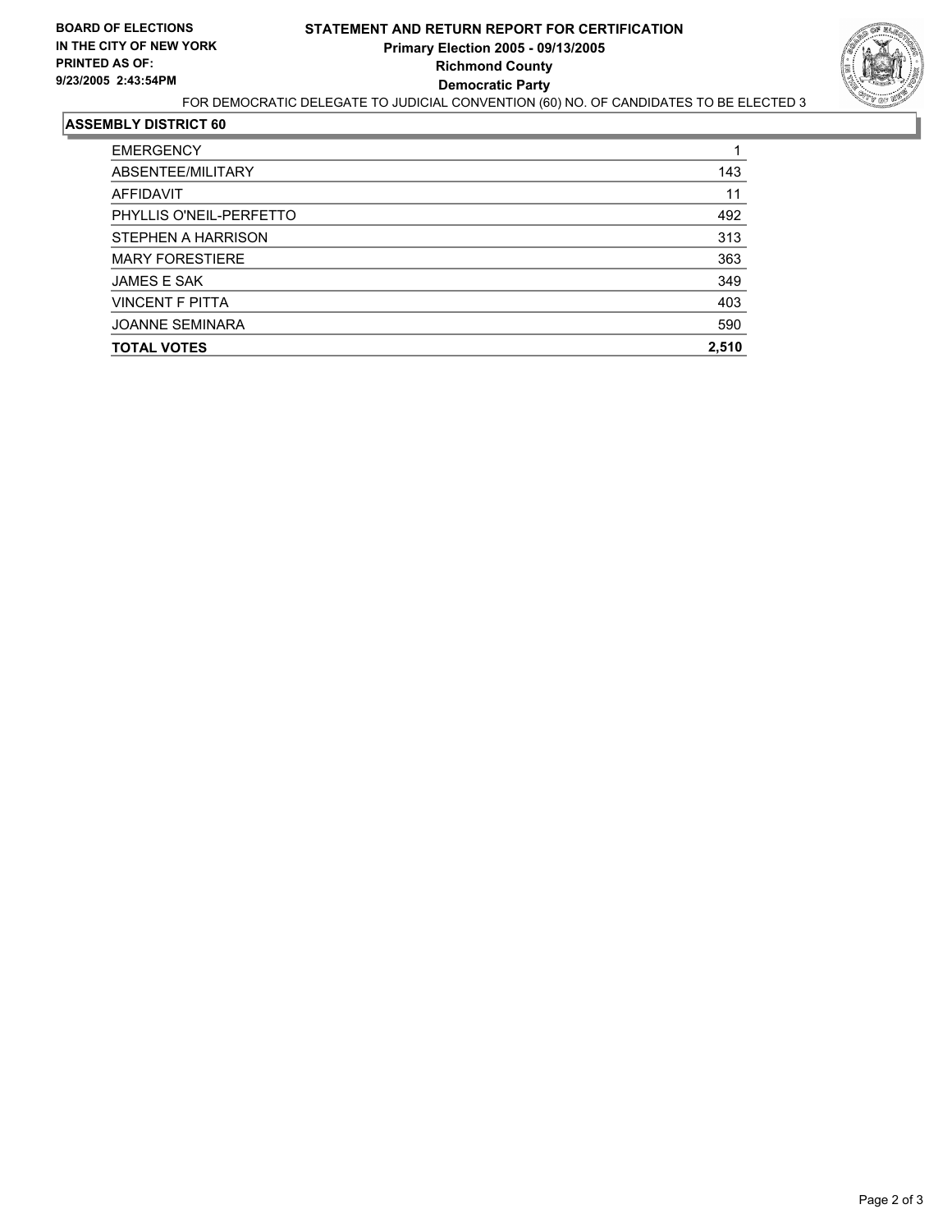**BOARD OF ELECTIONS IN THE CITY OF NEW YORK**
**PRINTED AS OF: 9/23/2005 2:43:54PM**

# STATEMENT AND RETURN REPORT FOR CERTIFICATION
## Primary Election 2005 - 09/13/2005
## Richmond County
## Democratic Party

FOR DEMOCRATIC DELEGATE TO JUDICIAL CONVENTION (60) NO. OF CANDIDATES TO BE ELECTED 3

### ASSEMBLY DISTRICT 60

| | |
|---|---|
| EMERGENCY | 1 |
| ABSENTEE/MILITARY | 143 |
| AFFIDAVIT | 11 |
| PHYLLIS O'NEIL-PERFETTO | 492 |
| STEPHEN A HARRISON | 313 |
| MARY FORESTIERE | 363 |
| JAMES E SAK | 349 |
| VINCENT F PITTA | 403 |
| JOANNE SEMINARA | 590 |
| **TOTAL VOTES** | **2,510** |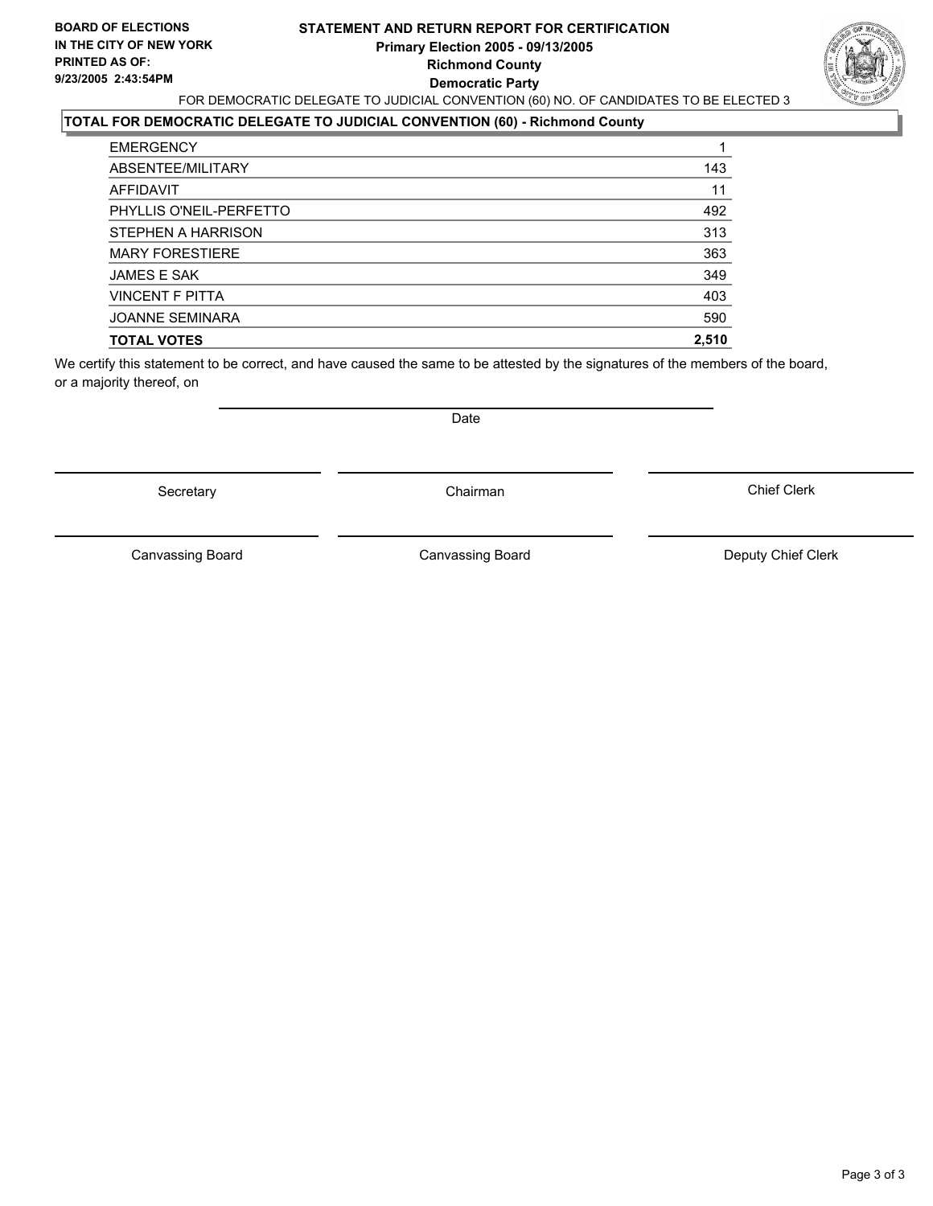**BOARD OF ELECTIONS IN THE CITY OF NEW YORK PRINTED AS OF: 9/23/2005 2:43:54PM**

# STATEMENT AND RETURN REPORT FOR CERTIFICATION
## Primary Election 2005 - 09/13/2005
## Richmond County
## Democratic Party

FOR DEMOCRATIC DELEGATE TO JUDICIAL CONVENTION (60) NO. OF CANDIDATES TO BE ELECTED 3

### TOTAL FOR DEMOCRATIC DELEGATE TO JUDICIAL CONVENTION (60) - Richmond County

| | |
|---|---|
| EMERGENCY | 1 |
| ABSENTEE/MILITARY | 143 |
| AFFIDAVIT | 11 |
| PHYLLIS O'NEIL-PERFETTO | 492 |
| STEPHEN A HARRISON | 313 |
| MARY FORESTIERE | 363 |
| JAMES E SAK | 349 |
| VINCENT F PITTA | 403 |
| JOANNE SEMINARA | 590 |
| **TOTAL VOTES** | **2,510** |

We certify this statement to be correct, and have caused the same to be attested by the signatures of the members of the board, or a majority thereof, on

Date

| | | |
|---|---|---|
| Secretary | Chairman | Chief Clerk |
| Canvassing Board | Canvassing Board | Deputy Chief Clerk |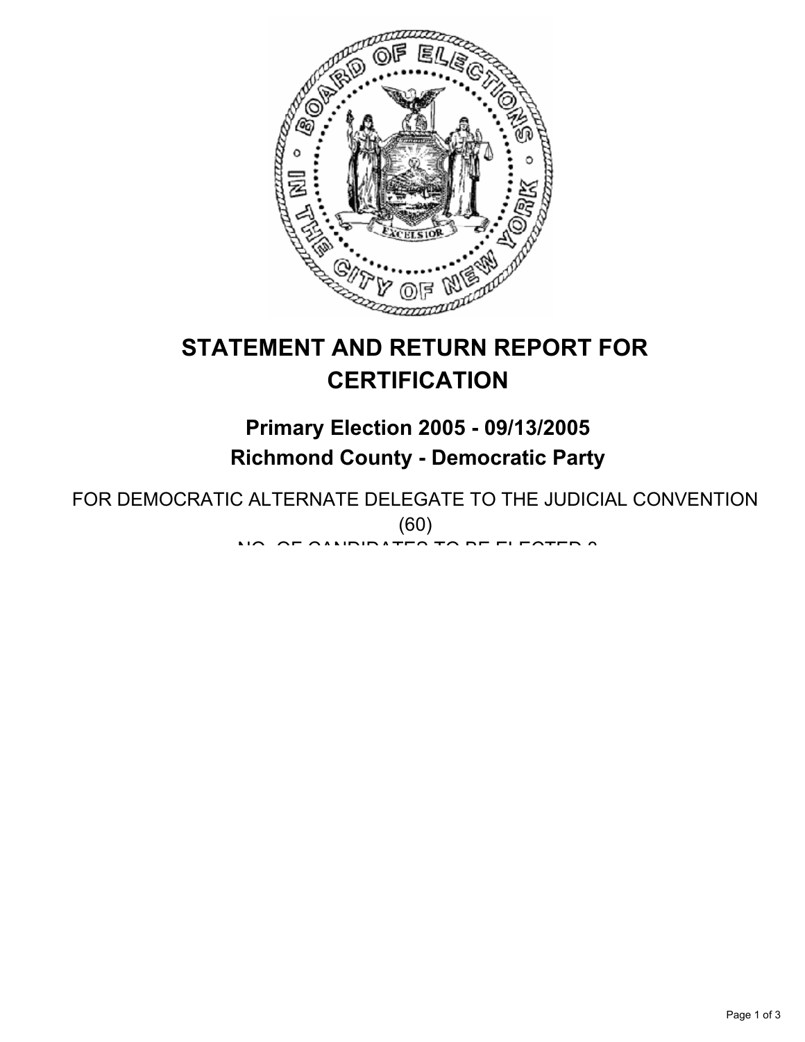# STATEMENT AND RETURN REPORT FOR CERTIFICATION

## Primary Election 2005 - 09/13/2005

## Richmond County - Democratic Party

FOR DEMOCRATIC ALTERNATE DELEGATE TO THE JUDICIAL CONVENTION (60)

NO. OF CANDIDATES TO BE ELECTED 8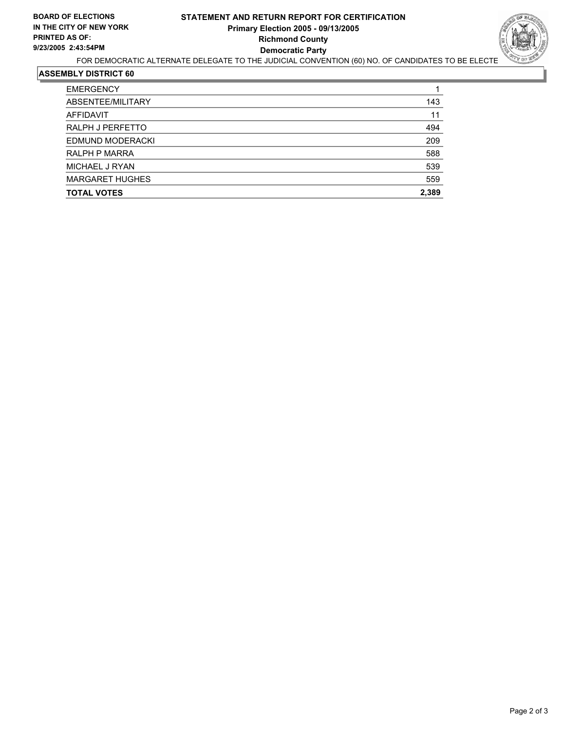**BOARD OF ELECTIONS IN THE CITY OF NEW YORK PRINTED AS OF: 9/23/2005 2:43:54PM**

# STATEMENT AND RETURN REPORT FOR CERTIFICATION
## Primary Election 2005 - 09/13/2005
## Richmond County
## Democratic Party

FOR DEMOCRATIC ALTERNATE DELEGATE TO THE JUDICIAL CONVENTION (60) NO. OF CANDIDATES TO BE ELECTE

### ASSEMBLY DISTRICT 60

| | |
|---|---|
| EMERGENCY | 1 |
| ABSENTEE/MILITARY | 143 |
| AFFIDAVIT | 11 |
| RALPH J PERFETTO | 494 |
| EDMUND MODERACKI | 209 |
| RALPH P MARRA | 588 |
| MICHAEL J RYAN | 539 |
| MARGARET HUGHES | 559 |
| **TOTAL VOTES** | **2,389** |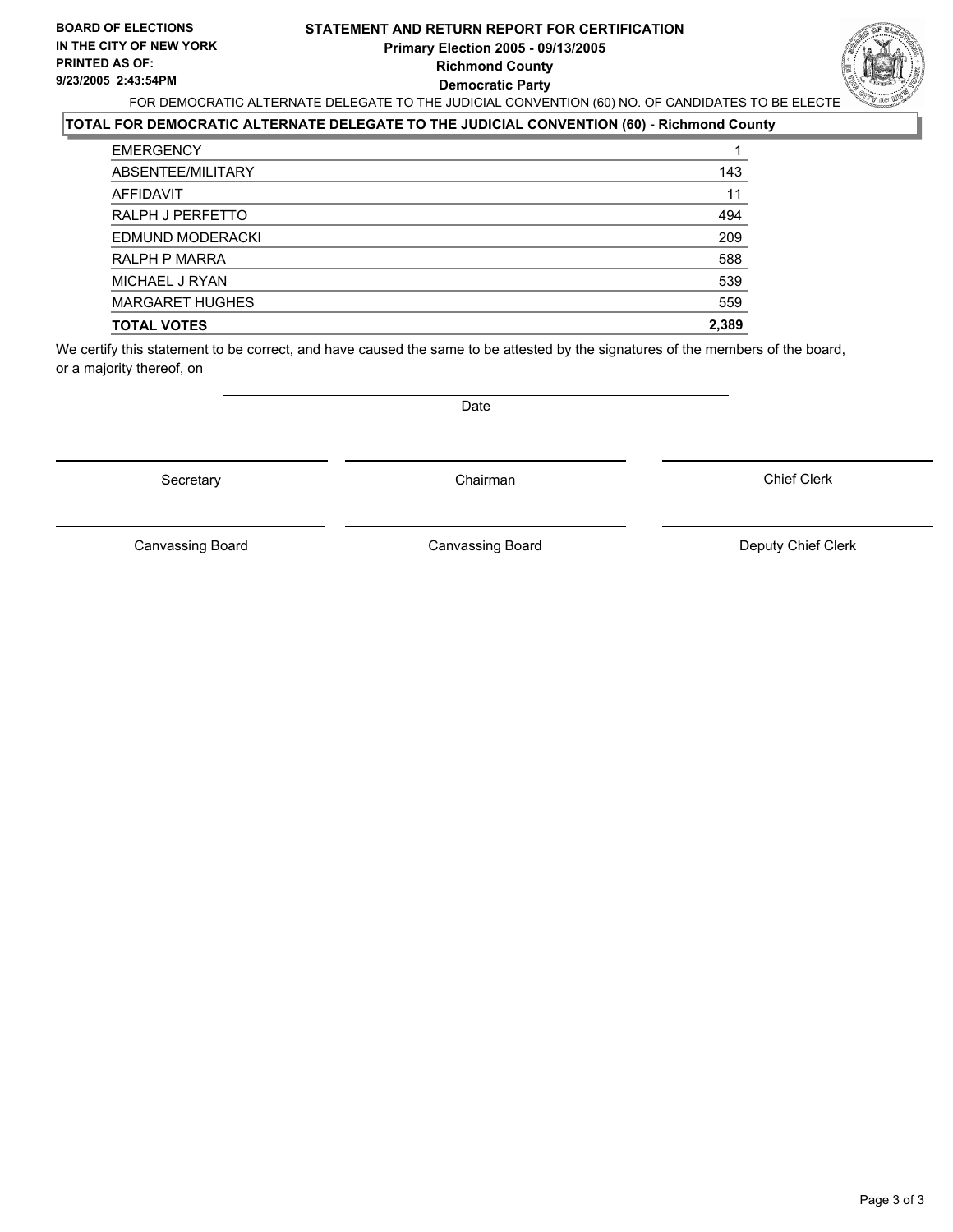**BOARD OF ELECTIONS IN THE CITY OF NEW YORK PRINTED AS OF: 9/23/2005 2:43:54PM**

# STATEMENT AND RETURN REPORT FOR CERTIFICATION
## Primary Election 2005 - 09/13/2005
## Richmond County
## Democratic Party

FOR DEMOCRATIC ALTERNATE DELEGATE TO THE JUDICIAL CONVENTION (60) NO. OF CANDIDATES TO BE ELECTE

**TOTAL FOR DEMOCRATIC ALTERNATE DELEGATE TO THE JUDICIAL CONVENTION (60) - Richmond County**

| | |
|---|---|
| EMERGENCY | 1 |
| ABSENTEE/MILITARY | 143 |
| AFFIDAVIT | 11 |
| RALPH J PERFETTO | 494 |
| EDMUND MODERACKI | 209 |
| RALPH P MARRA | 588 |
| MICHAEL J RYAN | 539 |
| MARGARET HUGHES | 559 |
| **TOTAL VOTES** | **2,389** |

We certify this statement to be correct, and have caused the same to be attested by the signatures of the members of the board, or a majority thereof, on

Date

Secretary | Chairman | Chief Clerk

Canvassing Board | Canvassing Board | Deputy Chief Clerk